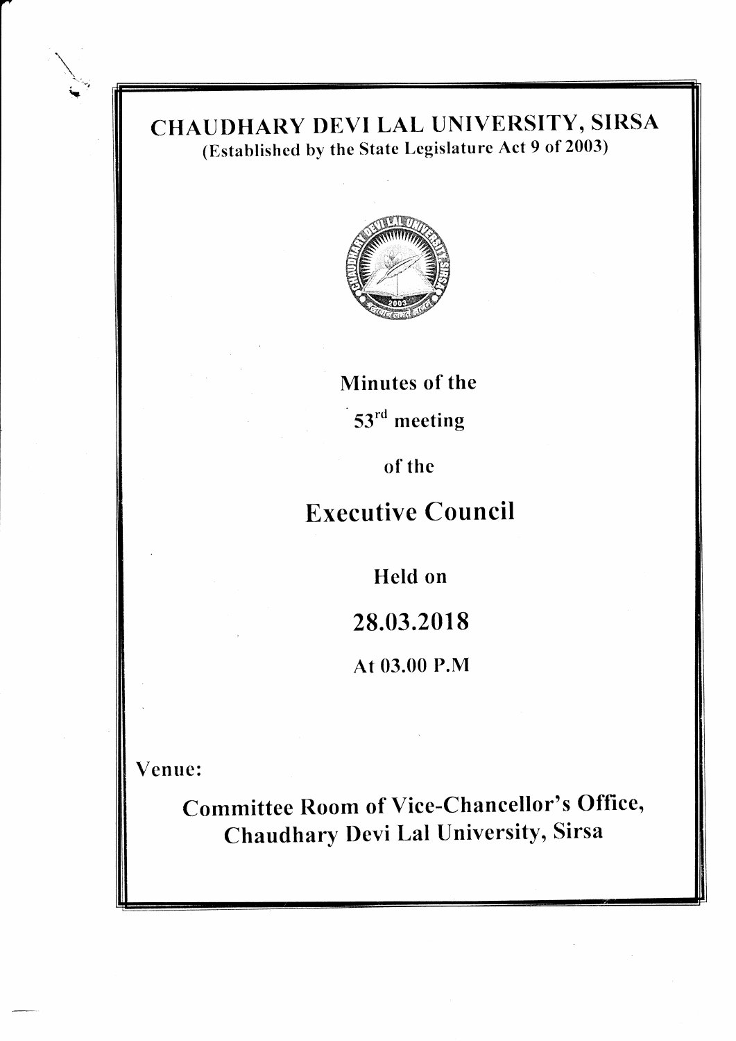# CHAUDHARY DEVI LAL UNIVERSITY, SIRSA

(Established by the State Legislature Act 9 of 2003)

## Minutes of the

## 53rd meeting

## of the

# Executive Council

## Held on

## 28.03.2018

## At 03.00 P.M

Venue:

**Committee Room of Vice-Chancellor's Office, Chaudhary Devi Lal University, Sirsa**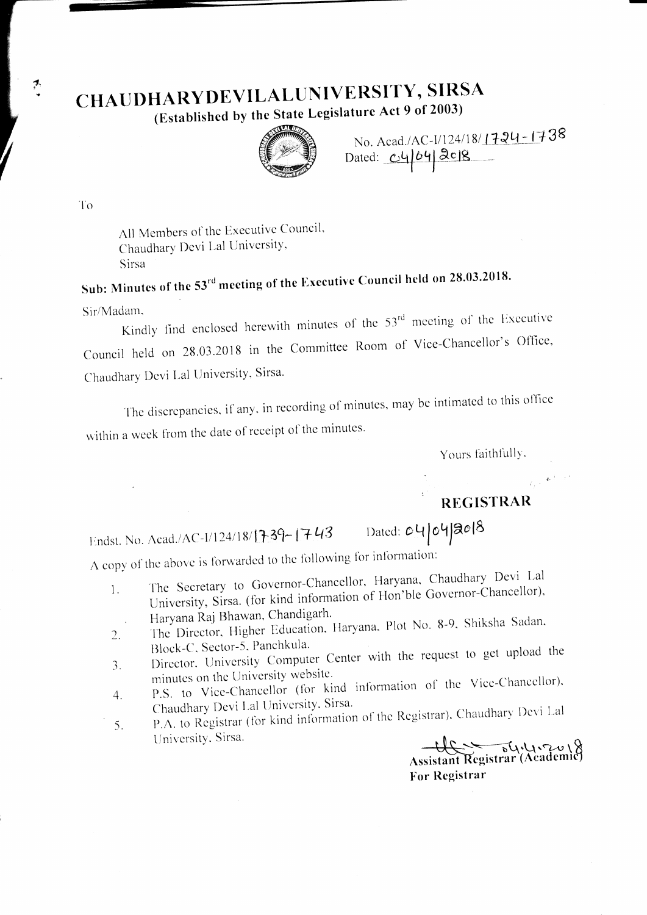# CHAUDHARYDEVILALUNIVERSITY, SIRSA

**(Established by the State Legislature Act 9 of 2003)**

No. Acad./AC-I/124/18/1724-1738
Dated: 04/04/2018

To

All Members of the Executive Council,
Chaudhary Devi Lal University,
Sirsa

**Sub: Minutes of the 53rd meeting of the Executive Council held on 28.03.2018.**

Sir/Madam,

Kindly find enclosed herewith minutes of the 53rd meeting of the Executive Council held on 28.03.2018 in the Committee Room of Vice-Chancellor's Office, Chaudhary Devi Lal University, Sirsa.

The discrepancies, if any, in recording of minutes, may be intimated to this office within a week from the date of receipt of the minutes.

Yours faithfully,

**REGISTRAR**

Endst. No. Acad./AC-I/124/18/1739-1743    Dated: 04/04/2018

A copy of the above is forwarded to the following for information:

1. The Secretary to Governor-Chancellor, Haryana, Chaudhary Devi Lal University, Sirsa. (for kind information of Hon'ble Governor-Chancellor), Haryana Raj Bhawan, Chandigarh.
2. The Director, Higher Education, Haryana, Plot No. 8-9, Shiksha Sadan, Block-C, Sector-5, Panchkula.
3. Director, University Computer Center with the request to get upload the minutes on the University website.
4. P.S. to Vice-Chancellor (for kind information of the Vice-Chancellor), Chaudhary Devi Lal University, Sirsa.
5. P.A. to Registrar (for kind information of the Registrar), Chaudhary Devi Lal University, Sirsa.

04.4.2018
**Assistant Registrar (Academic)**
**For Registrar**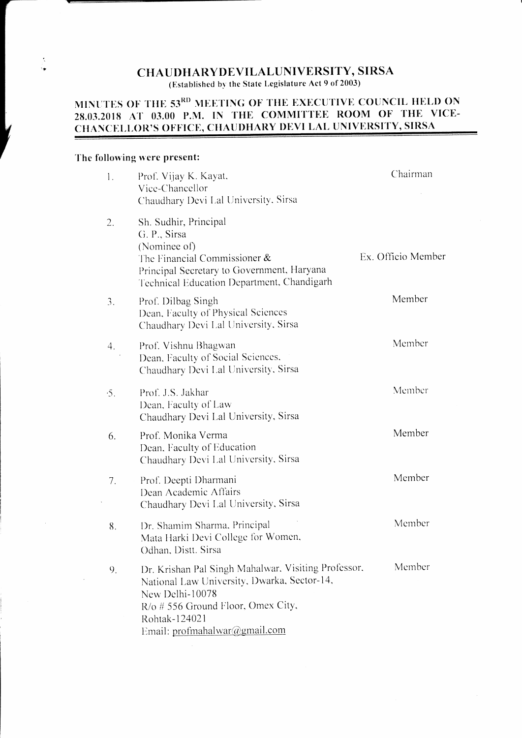# CHAUDHARYDEVILALUNIVERSITY, SIRSA

(Established by the State Legislature Act 9 of 2003)

## MINUTES OF THE 53RD MEETING OF THE EXECUTIVE COUNCIL HELD ON 28.03.2018 AT 03.00 P.M. IN THE COMMITTEE ROOM OF THE VICE-CHANCELLOR'S OFFICE, CHAUDHARY DEVI LAL UNIVERSITY, SIRSA

**The following were present:**

| | | |
|---|---|---|
| 1. | Prof. Vijay K. Kayat,<br>Vice-Chancellor<br>Chaudhary Devi Lal University, Sirsa | Chairman |
| 2. | Sh. Sudhir, Principal<br>G. P., Sirsa<br>(Nominee of)<br>The Financial Commissioner &<br>Principal Secretary to Government, Haryana<br>Technical Education Department, Chandigarh | Ex. Officio Member |
| 3. | Prof. Dilbag Singh<br>Dean, Faculty of Physical Sciences<br>Chaudhary Devi Lal University, Sirsa | Member |
| 4. | Prof. Vishnu Bhagwan<br>Dean, Faculty of Social Sciences,<br>Chaudhary Devi Lal University, Sirsa | Member |
| 5. | Prof. J.S. Jakhar<br>Dean, Faculty of Law<br>Chaudhary Devi Lal University, Sirsa | Member |
| 6. | Prof. Monika Verma<br>Dean, Faculty of Education<br>Chaudhary Devi Lal University, Sirsa | Member |
| 7. | Prof. Deepti Dharmani<br>Dean Academic Affairs<br>Chaudhary Devi Lal University, Sirsa | Member |
| 8. | Dr. Shamim Sharma, Principal<br>Mata Harki Devi College for Women,<br>Odhan, Distt. Sirsa | Member |
| 9. | Dr. Krishan Pal Singh Mahalwar, Visiting Professor,<br>National Law University, Dwarka, Sector-14,<br>New Delhi-10078<br>R/o # 556 Ground Floor, Omex City,<br>Rohtak-124021<br>Email: profmahalwar@gmail.com | Member |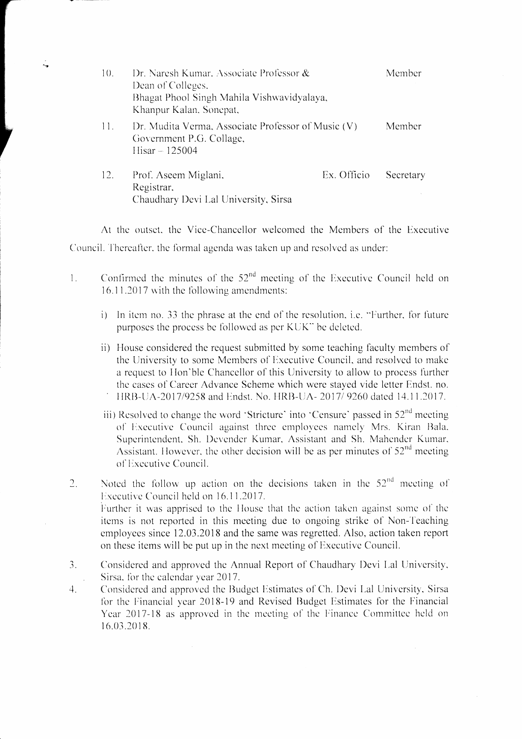10. Dr. Naresh Kumar, Associate Professor & Dean of Colleges, Bhagat Phool Singh Mahila Vishwavidyalaya, Khanpur Kalan, Sonepat, — Member

11. Dr. Mudita Verma, Associate Professor of Music (V) Government P.G. Collage, Hisar – 125004 — Member

12. Prof. Aseem Miglani, Registrar, Chaudhary Devi Lal University, Sirsa — Ex. Officio Secretary

At the outset, the Vice-Chancellor welcomed the Members of the Executive Council. Thereafter, the formal agenda was taken up and resolved as under:

1. Confirmed the minutes of the 52[nd] meeting of the Executive Council held on 16.11.2017 with the following amendments:

   i) In item no. 33 the phrase at the end of the resolution, i.e. "Further, for future purposes the process be followed as per KUK" be deleted.

   ii) House considered the request submitted by some teaching faculty members of the University to some Members of Executive Council, and resolved to make a request to Hon'ble Chancellor of this University to allow to process further the cases of Career Advance Scheme which were stayed vide letter Endst. no. HRB-UA-2017/9258 and Endst. No. HRB-UA- 2017/ 9260 dated 14.11.2017.

   iii) Resolved to change the word 'Stricture' into 'Censure' passed in 52[nd] meeting of Executive Council against three employees namely Mrs. Kiran Bala, Superintendent, Sh. Devender Kumar, Assistant and Sh. Mahender Kumar, Assistant. However, the other decision will be as per minutes of 52[nd] meeting of Executive Council.

2. Noted the follow up action on the decisions taken in the 52[nd] meeting of Executive Council held on 16.11.2017.
   Further it was apprised to the House that the action taken against some of the items is not reported in this meeting due to ongoing strike of Non-Teaching employees since 12.03.2018 and the same was regretted. Also, action taken report on these items will be put up in the next meeting of Executive Council.

3. Considered and approved the Annual Report of Chaudhary Devi Lal University, Sirsa, for the calendar year 2017.

4. Considered and approved the Budget Estimates of Ch. Devi Lal University, Sirsa for the Financial year 2018-19 and Revised Budget Estimates for the Financial Year 2017-18 as approved in the meeting of the Finance Committee held on 16.03.2018.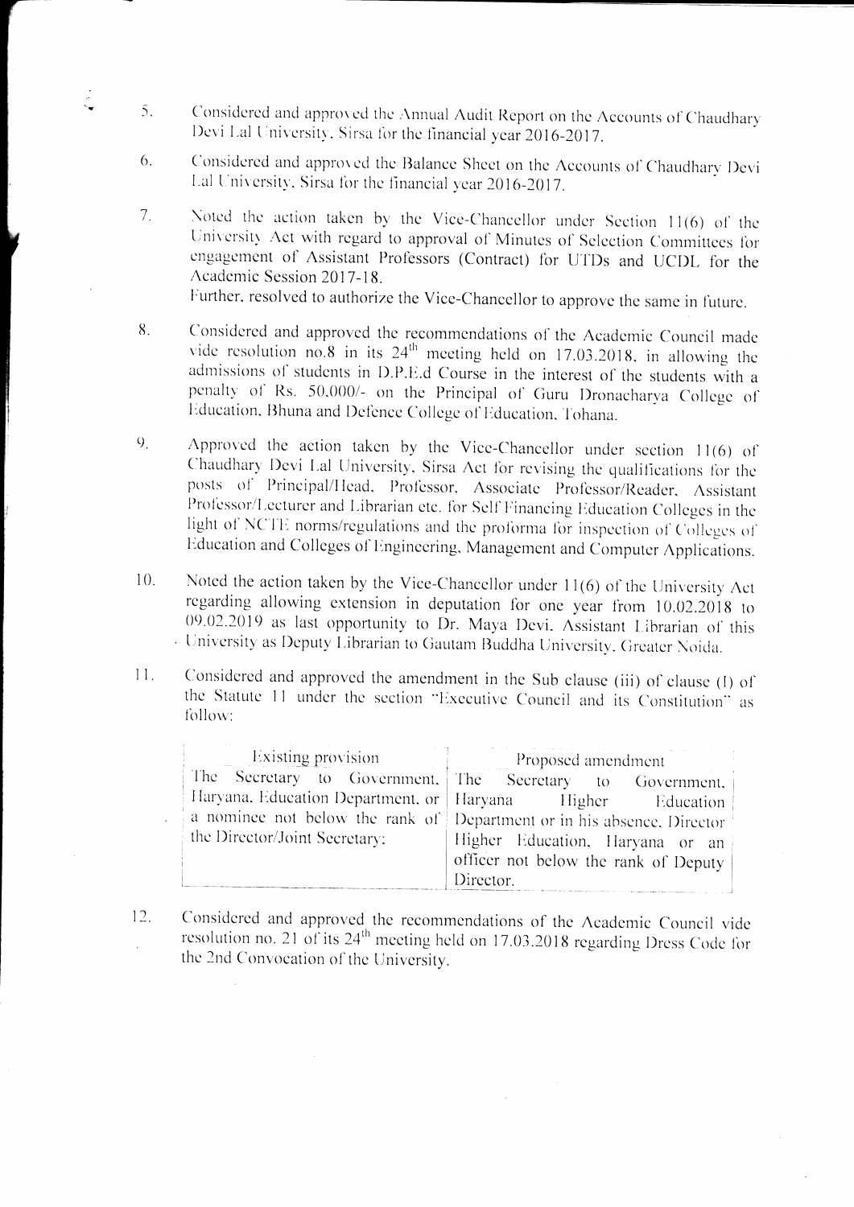5. Considered and approved the Annual Audit Report on the Accounts of Chaudhary Devi Lal University, Sirsa for the financial year 2016-2017.

6. Considered and approved the Balance Sheet on the Accounts of Chaudhary Devi Lal University, Sirsa for the financial year 2016-2017.

7. Noted the action taken by the Vice-Chancellor under Section 11(6) of the University Act with regard to approval of Minutes of Selection Committees for engagement of Assistant Professors (Contract) for UTDs and UCDL for the Academic Session 2017-18.
Further, resolved to authorize the Vice-Chancellor to approve the same in future.

8. Considered and approved the recommendations of the Academic Council made vide resolution no.8 in its 24th meeting held on 17.03.2018, in allowing the admissions of students in D.P.E.d Course in the interest of the students with a penalty of Rs. 50,000/- on the Principal of Guru Dronacharya College of Education, Bhuna and Defence College of Education, Tohana.

9. Approved the action taken by the Vice-Chancellor under section 11(6) of Chaudhary Devi Lal University, Sirsa Act for revising the qualifications for the posts of Principal/Head, Professor, Associate Professor/Reader, Assistant Professor/Lecturer and Librarian etc. for Self Financing Education Colleges in the light of NCTE norms/regulations and the proforma for inspection of Colleges of Education and Colleges of Engineering, Management and Computer Applications.

10. Noted the action taken by the Vice-Chancellor under 11(6) of the University Act regarding allowing extension in deputation for one year from 10.02.2018 to 09.02.2019 as last opportunity to Dr. Maya Devi, Assistant Librarian of this University as Deputy Librarian to Gautam Buddha University, Greater Noida.

11. Considered and approved the amendment in the Sub clause (iii) of clause (I) of the Statute 11 under the section "Executive Council and its Constitution" as follow:

| Existing provision | Proposed amendment |
|---|---|
| The Secretary to Government, Haryana, Education Department, or a nominee not below the rank of the Director/Joint Secretary; | The Secretary to Government, Haryana Higher Education Department or in his absence, Director Higher Education, Haryana or an officer not below the rank of Deputy Director. |

12. Considered and approved the recommendations of the Academic Council vide resolution no. 21 of its 24th meeting held on 17.03.2018 regarding Dress Code for the 2nd Convocation of the University.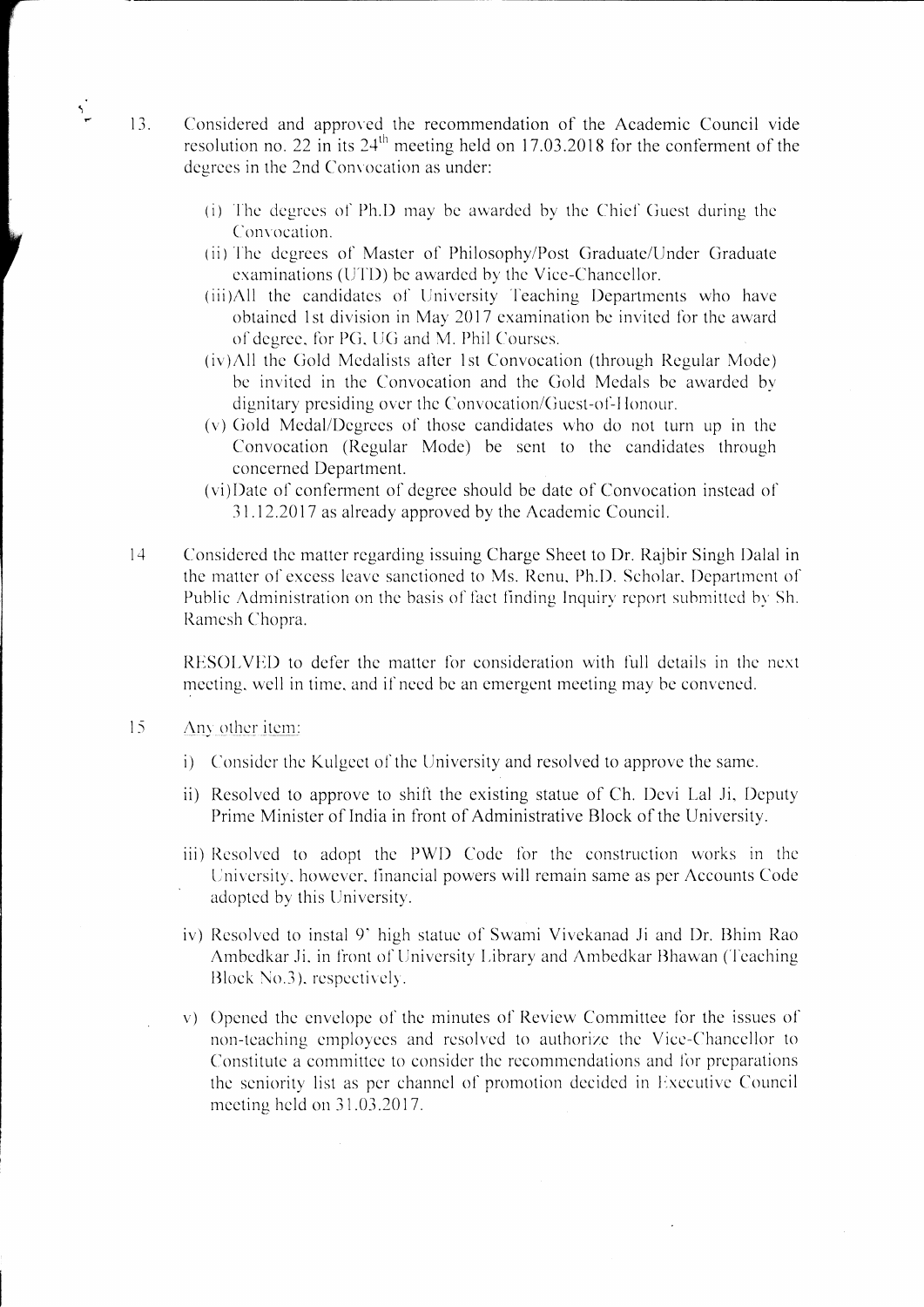13. Considered and approved the recommendation of the Academic Council vide resolution no. 22 in its 24th meeting held on 17.03.2018 for the conferment of the degrees in the 2nd Convocation as under:

    (i) The degrees of Ph.D may be awarded by the Chief Guest during the Convocation.
    (ii) The degrees of Master of Philosophy/Post Graduate/Under Graduate examinations (UTD) be awarded by the Vice-Chancellor.
    (iii) All the candidates of University Teaching Departments who have obtained 1st division in May 2017 examination be invited for the award of degree, for PG, UG and M. Phil Courses.
    (iv) All the Gold Medalists after 1st Convocation (through Regular Mode) be invited in the Convocation and the Gold Medals be awarded by dignitary presiding over the Convocation/Guest-of-Honour.
    (v) Gold Medal/Degrees of those candidates who do not turn up in the Convocation (Regular Mode) be sent to the candidates through concerned Department.
    (vi) Date of conferment of degree should be date of Convocation instead of 31.12.2017 as already approved by the Academic Council.

14 Considered the matter regarding issuing Charge Sheet to Dr. Rajbir Singh Dalal in the matter of excess leave sanctioned to Ms. Renu, Ph.D. Scholar, Department of Public Administration on the basis of fact finding Inquiry report submitted by Sh. Ramesh Chopra.

   RESOLVED to defer the matter for consideration with full details in the next meeting, well in time, and if need be an emergent meeting may be convened.

15 Any other item:

   i) Consider the Kulgeet of the University and resolved to approve the same.

   ii) Resolved to approve to shift the existing statue of Ch. Devi Lal Ji, Deputy Prime Minister of India in front of Administrative Block of the University.

   iii) Resolved to adopt the PWD Code for the construction works in the University, however, financial powers will remain same as per Accounts Code adopted by this University.

   iv) Resolved to instal 9' high statue of Swami Vivekanad Ji and Dr. Bhim Rao Ambedkar Ji, in front of University Library and Ambedkar Bhawan (Teaching Block No.3), respectively.

   v) Opened the envelope of the minutes of Review Committee for the issues of non-teaching employees and resolved to authorize the Vice-Chancellor to Constitute a committee to consider the recommendations and for preparations the seniority list as per channel of promotion decided in Executive Council meeting held on 31.03.2017.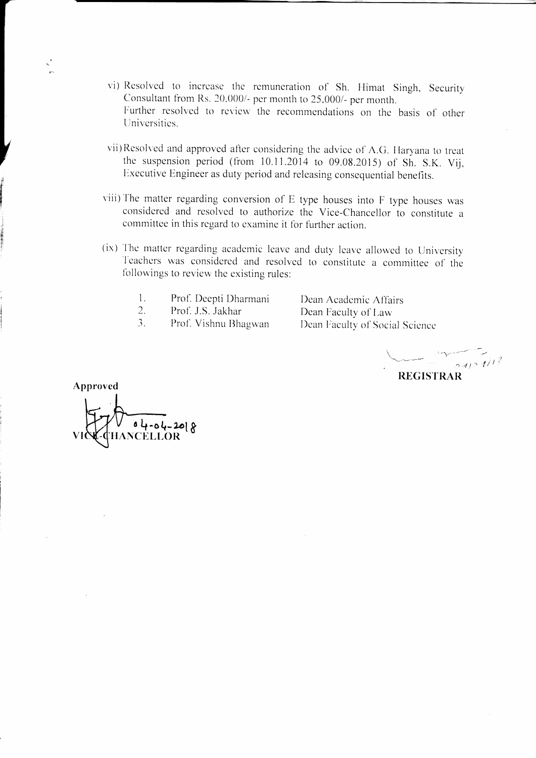vi) Resolved to increase the remuneration of Sh. Himat Singh, Security Consultant from Rs. 20,000/- per month to 25,000/- per month.
Further resolved to review the recommendations on the basis of other Universities.

vii) Resolved and approved after considering the advice of A.G. Haryana to treat the suspension period (from 10.11.2014 to 09.08.2015) of Sh. S.K. Vij, Executive Engineer as duty period and releasing consequential benefits.

viii) The matter regarding conversion of E type houses into F type houses was considered and resolved to authorize the Vice-Chancellor to constitute a committee in this regard to examine it for further action.

(ix) The matter regarding academic leave and duty leave allowed to University Teachers was considered and resolved to constitute a committee of the followings to review the existing rules:

| | | |
|---|---|---|
| 1. | Prof. Deepti Dharmani | Dean Academic Affairs |
| 2. | Prof. J.S. Jakhar | Dean Faculty of Law |
| 3. | Prof. Vishnu Bhagwan | Dean Faculty of Social Science |

**REGISTRAR**

**Approved**

04-04-2018

**VICE-CHANCELLOR**